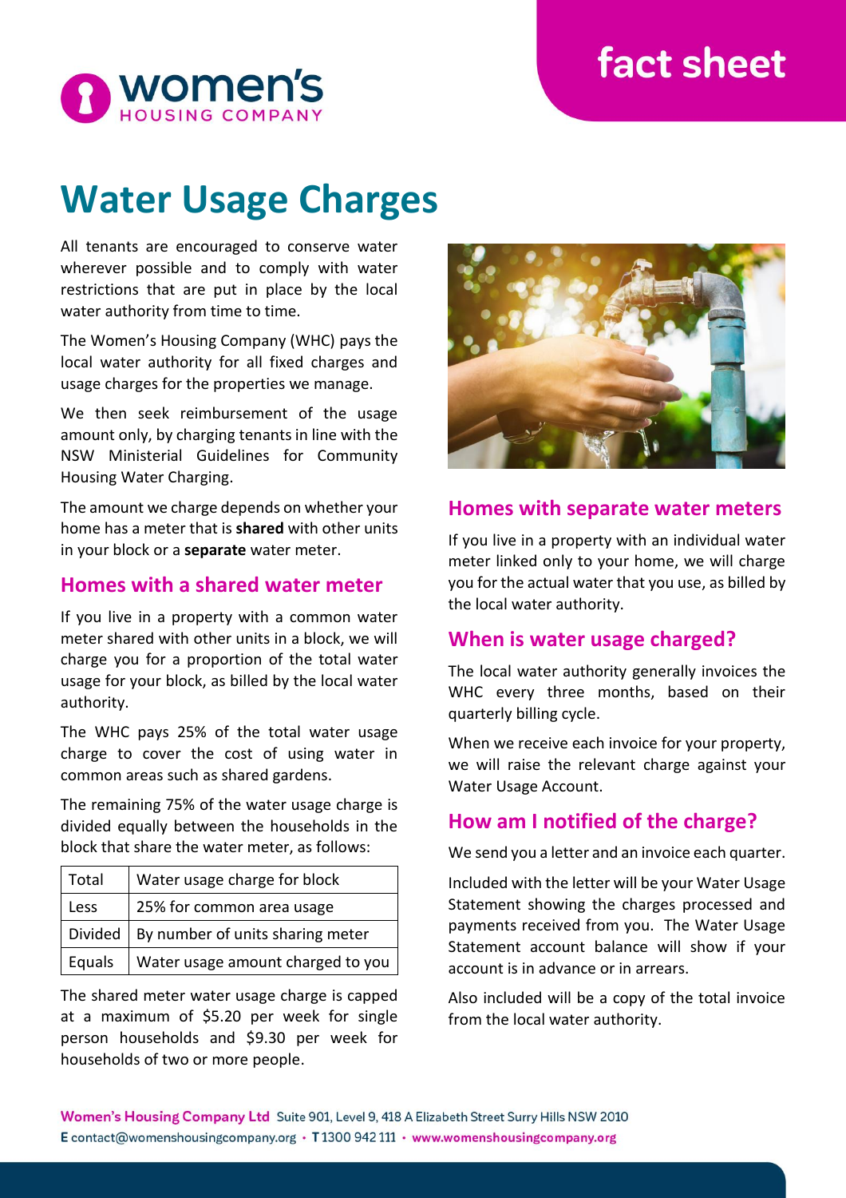fact sheet

# Water Usage Charges

All tenants are encouraged to conserve water wherever possible and to comply with water restrictions that are put in place by the local water authority from time to time.

The Women's Housing Company (WHC) pays the local water authority for all fixed charges and usage charges for the properties we manage.

We then seek reimbursement of the usage amount only, by charging tenants in line with the NSW Ministerial Guidelines for Community Housing Water Charging.

The amount we charge depends on whether your home has a meter that is **shared** with other units in your block or a **separate** water meter.

## Homes with a shared water meter

If you live in a property with a common water meter shared with other units in a block, we will charge you for a proportion of the total water usage for your block, as billed by the local water authority.

The WHC pays 25% of the total water usage charge to cover the cost of using water in common areas such as shared gardens.

The remaining 75% of the water usage charge is divided equally between the households in the block that share the water meter, as follows:

| | |
|---|---|
| Total | Water usage charge for block |
| Less | 25% for common area usage |
| Divided | By number of units sharing meter |
| Equals | Water usage amount charged to you |

The shared meter water usage charge is capped at a maximum of $5.20 per week for single person households and $9.30 per week for households of two or more people.

## Homes with separate water meters

If you live in a property with an individual water meter linked only to your home, we will charge you for the actual water that you use, as billed by the local water authority.

## When is water usage charged?

The local water authority generally invoices the WHC every three months, based on their quarterly billing cycle.

When we receive each invoice for your property, we will raise the relevant charge against your Water Usage Account.

## How am I notified of the charge?

We send you a letter and an invoice each quarter.

Included with the letter will be your Water Usage Statement showing the charges processed and payments received from you. The Water Usage Statement account balance will show if your account is in advance or in arrears.

Also included will be a copy of the total invoice from the local water authority.

**Women's Housing Company Ltd** Suite 901, Level 9, 418 A Elizabeth Street Surry Hills NSW 2010
E contact@womenshousingcompany.org • T 1300 942 111 • www.womenshousingcompany.org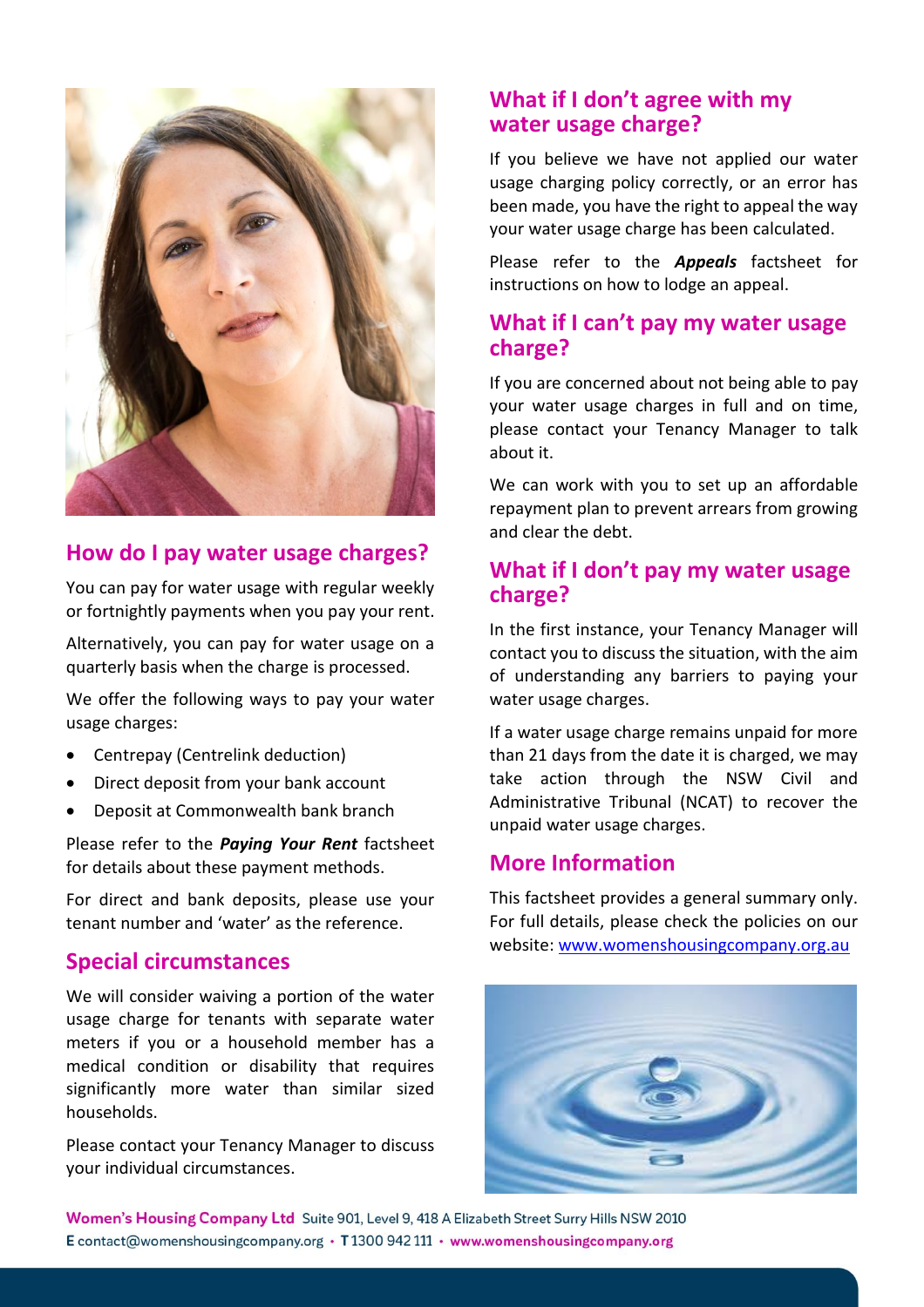## How do I pay water usage charges?

You can pay for water usage with regular weekly or fortnightly payments when you pay your rent.

Alternatively, you can pay for water usage on a quarterly basis when the charge is processed.

We offer the following ways to pay your water usage charges:

- Centrepay (Centrelink deduction)
- Direct deposit from your bank account
- Deposit at Commonwealth bank branch

Please refer to the ***Paying Your Rent*** factsheet for details about these payment methods.

For direct and bank deposits, please use your tenant number and 'water' as the reference.

## Special circumstances

We will consider waiving a portion of the water usage charge for tenants with separate water meters if you or a household member has a medical condition or disability that requires significantly more water than similar sized households.

Please contact your Tenancy Manager to discuss your individual circumstances.

## What if I don't agree with my water usage charge?

If you believe we have not applied our water usage charging policy correctly, or an error has been made, you have the right to appeal the way your water usage charge has been calculated.

Please refer to the ***Appeals*** factsheet for instructions on how to lodge an appeal.

## What if I can't pay my water usage charge?

If you are concerned about not being able to pay your water usage charges in full and on time, please contact your Tenancy Manager to talk about it.

We can work with you to set up an affordable repayment plan to prevent arrears from growing and clear the debt.

## What if I don't pay my water usage charge?

In the first instance, your Tenancy Manager will contact you to discuss the situation, with the aim of understanding any barriers to paying your water usage charges.

If a water usage charge remains unpaid for more than 21 days from the date it is charged, we may take action through the NSW Civil and Administrative Tribunal (NCAT) to recover the unpaid water usage charges.

## More Information

This factsheet provides a general summary only. For full details, please check the policies on our website: www.womenshousingcompany.org.au

**Women's Housing Company Ltd** Suite 901, Level 9, 418 A Elizabeth Street Surry Hills NSW 2010
**E** contact@womenshousingcompany.org • **T** 1300 942 111 • **www.womenshousingcompany.org**